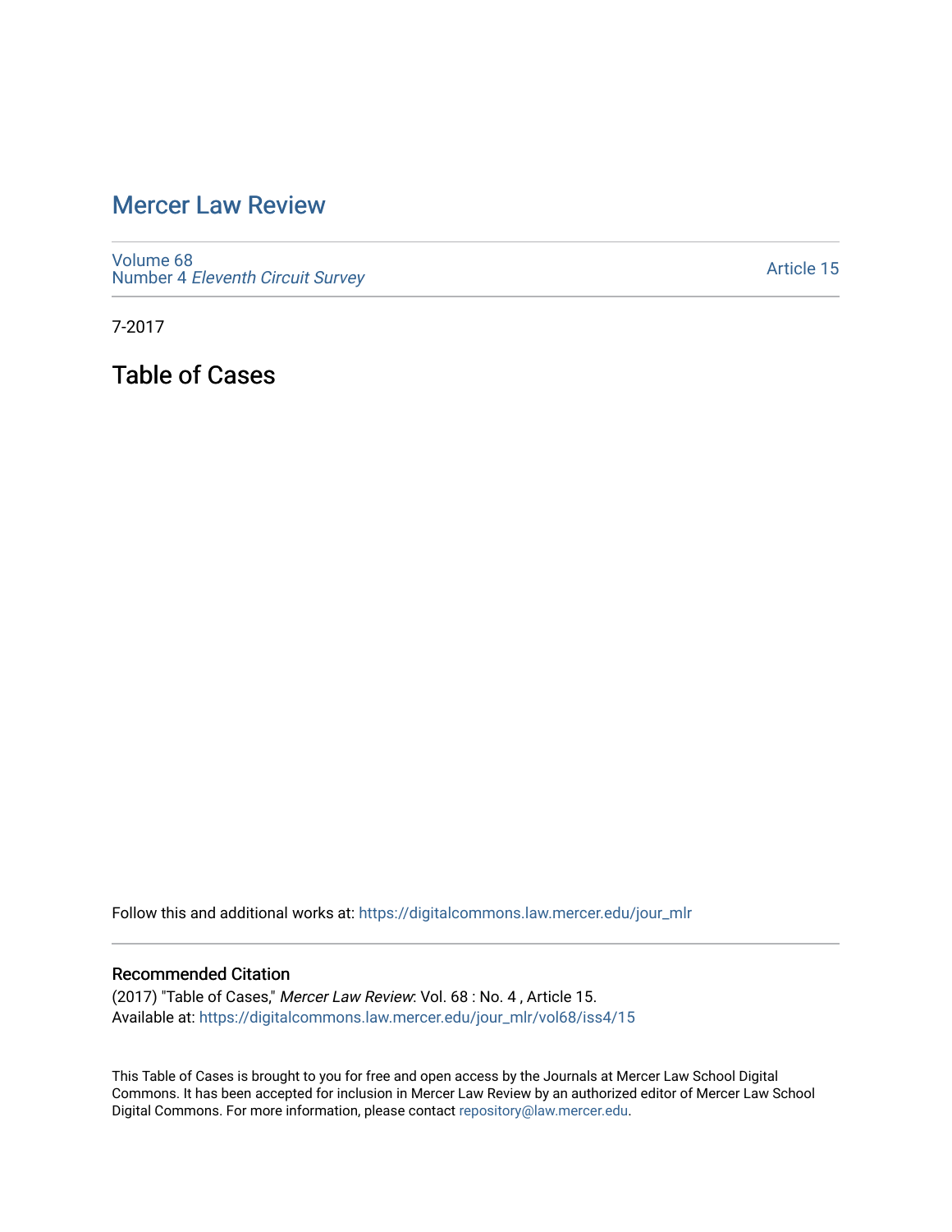# Mercer Law Review

Volume 68
Number 4 *Eleventh Circuit Survey*

Article 15

7-2017

## Table of Cases

Follow this and additional works at: https://digitalcommons.law.mercer.edu/jour_mlr

### Recommended Citation

(2017) "Table of Cases," *Mercer Law Review*: Vol. 68 : No. 4 , Article 15.
Available at: https://digitalcommons.law.mercer.edu/jour_mlr/vol68/iss4/15

This Table of Cases is brought to you for free and open access by the Journals at Mercer Law School Digital Commons. It has been accepted for inclusion in Mercer Law Review by an authorized editor of Mercer Law School Digital Commons. For more information, please contact repository@law.mercer.edu.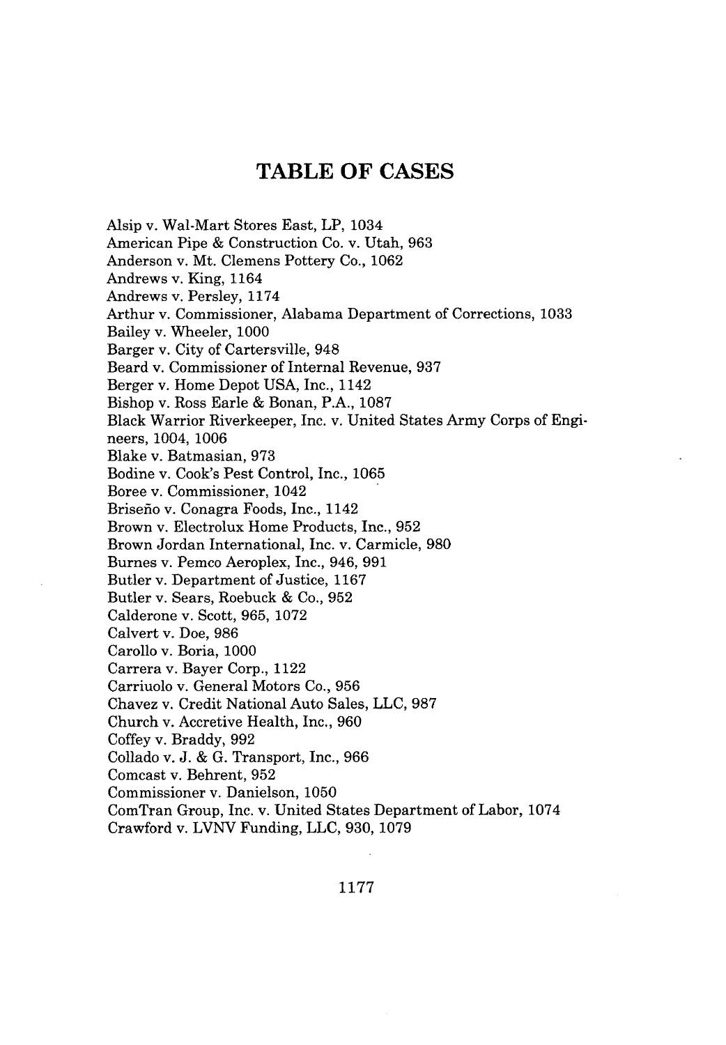# TABLE OF CASES

Alsip v. Wal-Mart Stores East, LP, 1034
American Pipe & Construction Co. v. Utah, 963
Anderson v. Mt. Clemens Pottery Co., 1062
Andrews v. King, 1164
Andrews v. Persley, 1174
Arthur v. Commissioner, Alabama Department of Corrections, 1033
Bailey v. Wheeler, 1000
Barger v. City of Cartersville, 948
Beard v. Commissioner of Internal Revenue, 937
Berger v. Home Depot USA, Inc., 1142
Bishop v. Ross Earle & Bonan, P.A., 1087
Black Warrior Riverkeeper, Inc. v. United States Army Corps of Engineers, 1004, 1006
Blake v. Batmasian, 973
Bodine v. Cook's Pest Control, Inc., 1065
Boree v. Commissioner, 1042
Briseño v. Conagra Foods, Inc., 1142
Brown v. Electrolux Home Products, Inc., 952
Brown Jordan International, Inc. v. Carmicle, 980
Burnes v. Pemco Aeroplex, Inc., 946, 991
Butler v. Department of Justice, 1167
Butler v. Sears, Roebuck & Co., 952
Calderone v. Scott, 965, 1072
Calvert v. Doe, 986
Carollo v. Boria, 1000
Carrera v. Bayer Corp., 1122
Carriuolo v. General Motors Co., 956
Chavez v. Credit National Auto Sales, LLC, 987
Church v. Accretive Health, Inc., 960
Coffey v. Braddy, 992
Collado v. J. & G. Transport, Inc., 966
Comcast v. Behrent, 952
Commissioner v. Danielson, 1050
ComTran Group, Inc. v. United States Department of Labor, 1074
Crawford v. LVNV Funding, LLC, 930, 1079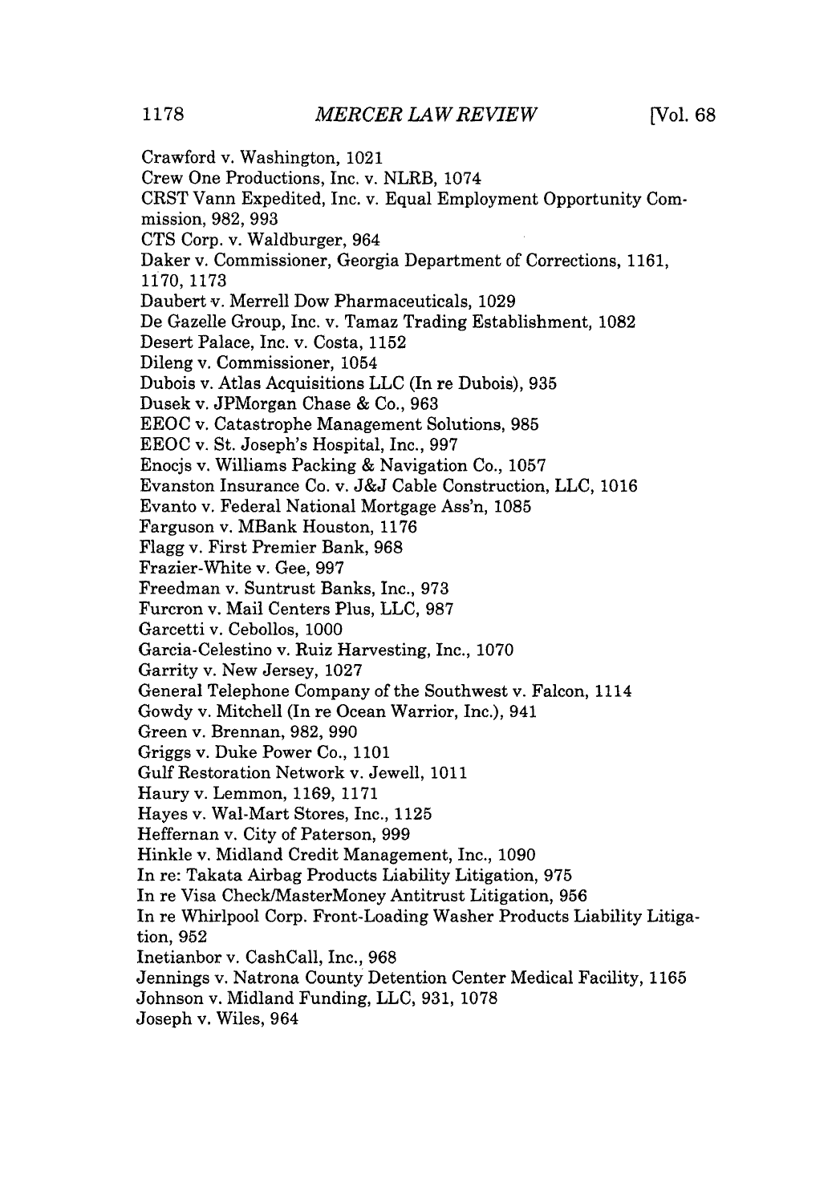Crawford v. Washington, 1021
Crew One Productions, Inc. v. NLRB, 1074
CRST Vann Expedited, Inc. v. Equal Employment Opportunity Commission, 982, 993
CTS Corp. v. Waldburger, 964
Daker v. Commissioner, Georgia Department of Corrections, 1161, 1170, 1173
Daubert v. Merrell Dow Pharmaceuticals, 1029
De Gazelle Group, Inc. v. Tamaz Trading Establishment, 1082
Desert Palace, Inc. v. Costa, 1152
Dileng v. Commissioner, 1054
Dubois v. Atlas Acquisitions LLC (In re Dubois), 935
Dusek v. JPMorgan Chase & Co., 963
EEOC v. Catastrophe Management Solutions, 985
EEOC v. St. Joseph's Hospital, Inc., 997
Enocjs v. Williams Packing & Navigation Co., 1057
Evanston Insurance Co. v. J&J Cable Construction, LLC, 1016
Evanto v. Federal National Mortgage Ass'n, 1085
Farguson v. MBank Houston, 1176
Flagg v. First Premier Bank, 968
Frazier-White v. Gee, 997
Freedman v. Suntrust Banks, Inc., 973
Furcron v. Mail Centers Plus, LLC, 987
Garcetti v. Cebollos, 1000
Garcia-Celestino v. Ruiz Harvesting, Inc., 1070
Garrity v. New Jersey, 1027
General Telephone Company of the Southwest v. Falcon, 1114
Gowdy v. Mitchell (In re Ocean Warrior, Inc.), 941
Green v. Brennan, 982, 990
Griggs v. Duke Power Co., 1101
Gulf Restoration Network v. Jewell, 1011
Haury v. Lemmon, 1169, 1171
Hayes v. Wal-Mart Stores, Inc., 1125
Heffernan v. City of Paterson, 999
Hinkle v. Midland Credit Management, Inc., 1090
In re: Takata Airbag Products Liability Litigation, 975
In re Visa Check/MasterMoney Antitrust Litigation, 956
In re Whirlpool Corp. Front-Loading Washer Products Liability Litigation, 952
Inetianbor v. CashCall, Inc., 968
Jennings v. Natrona County Detention Center Medical Facility, 1165
Johnson v. Midland Funding, LLC, 931, 1078
Joseph v. Wiles, 964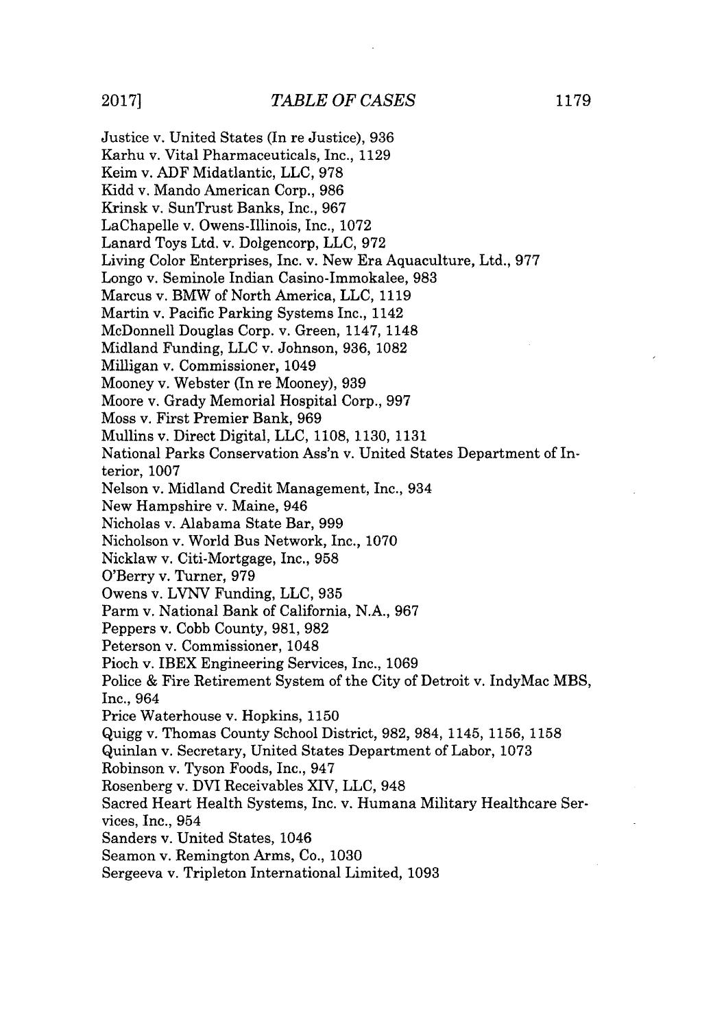Justice v. United States (In re Justice), 936
Karhu v. Vital Pharmaceuticals, Inc., 1129
Keim v. ADF Midatlantic, LLC, 978
Kidd v. Mando American Corp., 986
Krinsk v. SunTrust Banks, Inc., 967
LaChapelle v. Owens-Illinois, Inc., 1072
Lanard Toys Ltd. v. Dolgencorp, LLC, 972
Living Color Enterprises, Inc. v. New Era Aquaculture, Ltd., 977
Longo v. Seminole Indian Casino-Immokalee, 983
Marcus v. BMW of North America, LLC, 1119
Martin v. Pacific Parking Systems Inc., 1142
McDonnell Douglas Corp. v. Green, 1147, 1148
Midland Funding, LLC v. Johnson, 936, 1082
Milligan v. Commissioner, 1049
Mooney v. Webster (In re Mooney), 939
Moore v. Grady Memorial Hospital Corp., 997
Moss v. First Premier Bank, 969
Mullins v. Direct Digital, LLC, 1108, 1130, 1131
National Parks Conservation Ass'n v. United States Department of Interior, 1007
Nelson v. Midland Credit Management, Inc., 934
New Hampshire v. Maine, 946
Nicholas v. Alabama State Bar, 999
Nicholson v. World Bus Network, Inc., 1070
Nicklaw v. Citi-Mortgage, Inc., 958
O'Berry v. Turner, 979
Owens v. LVNV Funding, LLC, 935
Parm v. National Bank of California, N.A., 967
Peppers v. Cobb County, 981, 982
Peterson v. Commissioner, 1048
Pioch v. IBEX Engineering Services, Inc., 1069
Police & Fire Retirement System of the City of Detroit v. IndyMac MBS, Inc., 964
Price Waterhouse v. Hopkins, 1150
Quigg v. Thomas County School District, 982, 984, 1145, 1156, 1158
Quinlan v. Secretary, United States Department of Labor, 1073
Robinson v. Tyson Foods, Inc., 947
Rosenberg v. DVI Receivables XIV, LLC, 948
Sacred Heart Health Systems, Inc. v. Humana Military Healthcare Services, Inc., 954
Sanders v. United States, 1046
Seamon v. Remington Arms, Co., 1030
Sergeeva v. Tripleton International Limited, 1093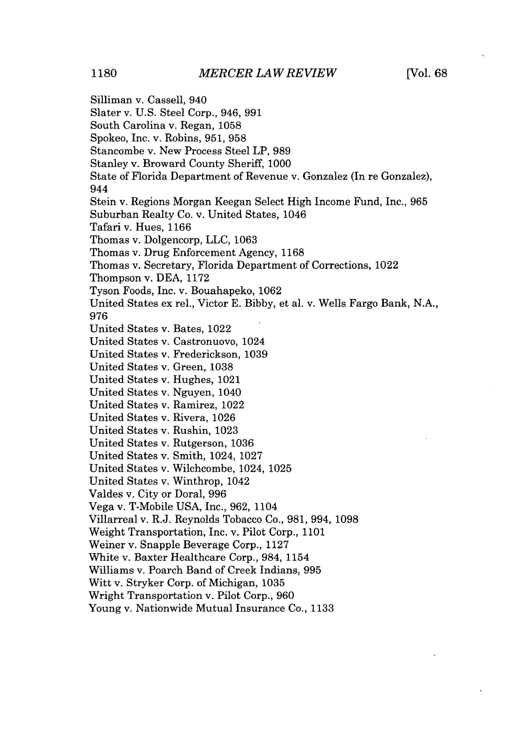Silliman v. Cassell, 940
Slater v. U.S. Steel Corp., 946, 991
South Carolina v. Regan, 1058
Spokeo, Inc. v. Robins, 951, 958
Stancombe v. New Process Steel LP, 989
Stanley v. Broward County Sheriff, 1000
State of Florida Department of Revenue v. Gonzalez (In re Gonzalez), 944
Stein v. Regions Morgan Keegan Select High Income Fund, Inc., 965
Suburban Realty Co. v. United States, 1046
Tafari v. Hues, 1166
Thomas v. Dolgencorp, LLC, 1063
Thomas v. Drug Enforcement Agency, 1168
Thomas v. Secretary, Florida Department of Corrections, 1022
Thompson v. DEA, 1172
Tyson Foods, Inc. v. Bouahapeko, 1062
United States ex rel., Victor E. Bibby, et al. v. Wells Fargo Bank, N.A., 976
United States v. Bates, 1022
United States v. Castronuovo, 1024
United States v. Frederickson, 1039
United States v. Green, 1038
United States v. Hughes, 1021
United States v. Nguyen, 1040
United States v. Ramirez, 1022
United States v. Rivera, 1026
United States v. Rushin, 1023
United States v. Rutgerson, 1036
United States v. Smith, 1024, 1027
United States v. Wilchcombe, 1024, 1025
United States v. Winthrop, 1042
Valdes v. City or Doral, 996
Vega v. T-Mobile USA, Inc., 962, 1104
Villarreal v. R.J. Reynolds Tobacco Co., 981, 994, 1098
Weight Transportation, Inc. v. Pilot Corp., 1101
Weiner v. Snapple Beverage Corp., 1127
White v. Baxter Healthcare Corp., 984, 1154
Williams v. Poarch Band of Creek Indians, 995
Witt v. Stryker Corp. of Michigan, 1035
Wright Transportation v. Pilot Corp., 960
Young v. Nationwide Mutual Insurance Co., 1133